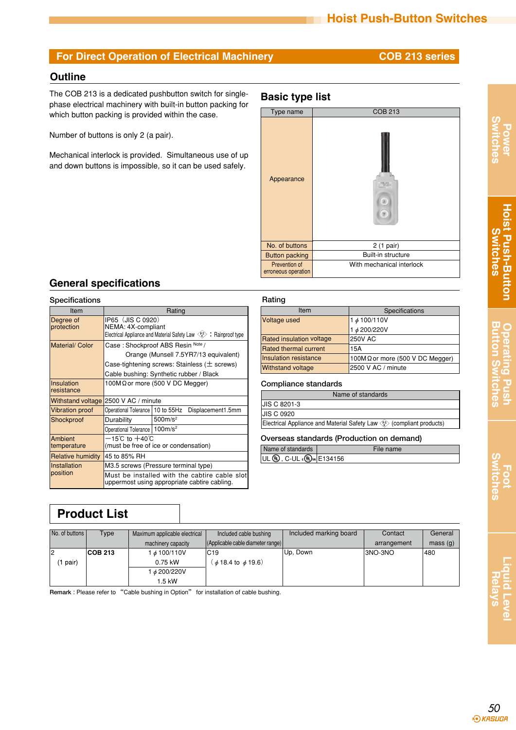# Hoist Push-Button Switches

## For Direct Operation of Electrical Machinery — COB 213 series

### Outline

The COB 213 is a dedicated pushbutton switch for single-phase electrical machinery with built-in button packing for which button packing is provided within the case.

Number of buttons is only 2 (a pair).

Mechanical interlock is provided. Simultaneous use of up and down buttons is impossible, so it can be used safely.

### Basic type list

| Type name | COB 213 |
|---|---|
| Appearance | |
| No. of buttons | 2 (1 pair) |
| Button packing | Built-in structure |
| Prevention of erroneous operation | With mechanical interlock |

## General specifications

### Specifications

| Item | Rating | |
|---|---|---|
| Degree of protection | IP65（JIS C 0920）<br>NEMA: 4X-compliant<br>Electrical Appliance and Material Safety Law PSE : Rainproof type | |
| Material/ Color | Case : Shockproof ABS Resin Note / Orange (Munsell 7.5YR7/13 equivalent)<br>Case-tightening screws: Stainless (± screws)<br>Cable bushing: Synthetic rubber / Black | |
| Insulation resistance | 100MΩ or more (500 V DC Megger) | |
| Withstand voltage | 2500 V AC / minute | |
| Vibration proof | Operational Tolerance | 10 to 55Hz Displacement1.5mm |
| Shockproof | Durability | 500m/s² |
| | Operational Tolerance | 100m/s² |
| Ambient temperature | −15℃ to ＋40℃<br>(must be free of ice or condensation) | |
| Relative humidity | 45 to 85% RH | |
| Installation position | M3.5 screws (Pressure terminal type) | |
| | Must be installed with the cabtire cable slot uppermost using appropriate cabtire cabling. | |

### Rating

| Item | Specifications |
|---|---|
| Voltage used | 1 ϕ 100/110V<br>1 ϕ 200/220V |
| Rated insulation voltage | 250V AC |
| Rated thermal current | 15A |
| Insulation resistance | 100MΩ or more (500 V DC Megger) |
| Withstand voltage | 2500 V AC / minute |

### Compliance standards

| Name of standards |
|---|
| JIS C 8201-3 |
| JIS C 0920 |
| Electrical Appliance and Material Safety Law PSE (compliant products) |

### Overseas standards (Production on demand)

| Name of standards | File name |
|---|---|
| UL, C-UL | E134156 |

## Product List

| No. of buttons | Type | Maximum applicable electrical machinery capacity | Included cable bushing (Applicable cable diameter range) | Included marking board | Contact arrangement | General mass (g) |
|---|---|---|---|---|---|---|
| 2 (1 pair) | **COB 213** | 1 ϕ 100/110V 0.75 kW<br>1 ϕ 200/220V 1.5 kW | C19 (ϕ 18.4 to ϕ 19.6) | Up, Down | 3NO-3NO | 480 |

**Remark** : Please refer to "Cable bushing in Option" for installation of cable bushing.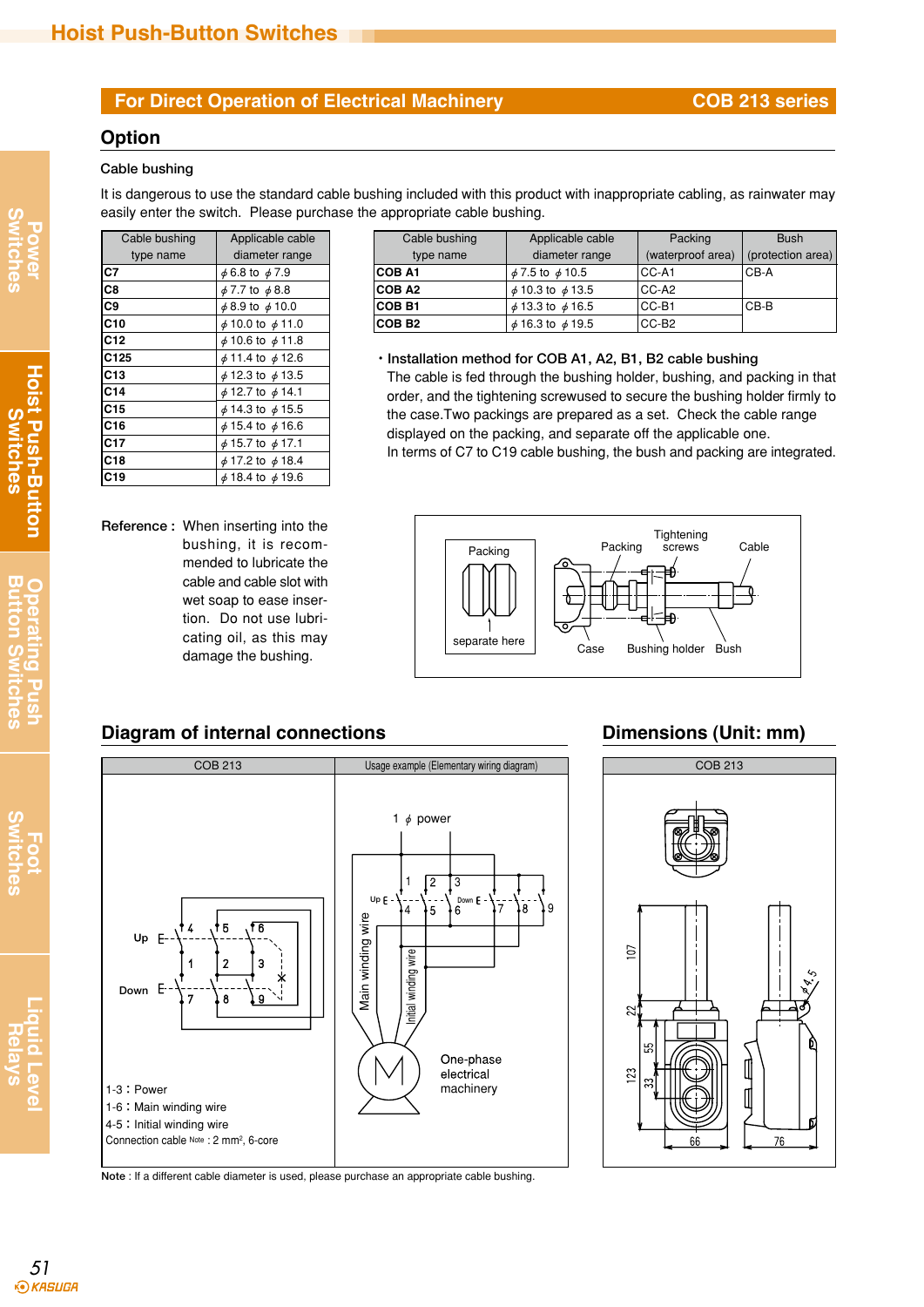# Hoist Push-Button Switches

## For Direct Operation of Electrical Machinery — COB 213 series

### Option

**Cable bushing**

It is dangerous to use the standard cable bushing included with this product with inappropriate cabling, as rainwater may easily enter the switch. Please purchase the appropriate cable bushing.

| Cable bushing type name | Applicable cable diameter range |
|---|---|
| C7 | ϕ 6.8 to ϕ 7.9 |
| C8 | ϕ 7.7 to ϕ 8.8 |
| C9 | ϕ 8.9 to ϕ 10.0 |
| C10 | ϕ 10.0 to ϕ 11.0 |
| C12 | ϕ 10.6 to ϕ 11.8 |
| C125 | ϕ 11.4 to ϕ 12.6 |
| C13 | ϕ 12.3 to ϕ 13.5 |
| C14 | ϕ 12.7 to ϕ 14.1 |
| C15 | ϕ 14.3 to ϕ 15.5 |
| C16 | ϕ 15.4 to ϕ 16.6 |
| C17 | ϕ 15.7 to ϕ 17.1 |
| C18 | ϕ 17.2 to ϕ 18.4 |
| C19 | ϕ 18.4 to ϕ 19.6 |

| Cable bushing type name | Applicable cable diameter range | Packing (waterproof area) | Bush (protection area) |
|---|---|---|---|
| COB A1 | ϕ 7.5 to ϕ 10.5 | CC-A1 | CB-A |
| COB A2 | ϕ 10.3 to ϕ 13.5 | CC-A2 | |
| COB B1 | ϕ 13.3 to ϕ 16.5 | CC-B1 | CB-B |
| COB B2 | ϕ 16.3 to ϕ 19.5 | CC-B2 | |

・**Installation method for COB A1, A2, B1, B2 cable bushing**
The cable is fed through the bushing holder, bushing, and packing in that order, and the tightening screwused to secure the bushing holder firmly to the case.Two packings are prepared as a set. Check the cable range displayed on the packing, and separate off the applicable one.
In terms of C7 to C19 cable bushing, the bush and packing are integrated.

**Reference :** When inserting into the bushing, it is recommended to lubricate the cable and cable slot with wet soap to ease insertion. Do not use lubricating oil, as this may damage the bushing.

Packing
separate here
Packing
Tightening screws
Cable
Case
Bushing holder
Bush

### Diagram of internal connections

COB 213

Up
Down
4 5 6
1 2 3
7 8 9

1-3：Power
1-6：Main winding wire
4-5：Initial winding wire
Connection cable Note：2 mm², 6-core

Usage example (Elementary wiring diagram)

1 ϕ power
Up
Down
Main winding wire
Initial winding wire
One-phase electrical machinery

### Dimensions (Unit: mm)

COB 213

107
22
55
123
33
66
76
ϕ4.5

**Note** : If a different cable diameter is used, please purchase an appropriate cable bushing.